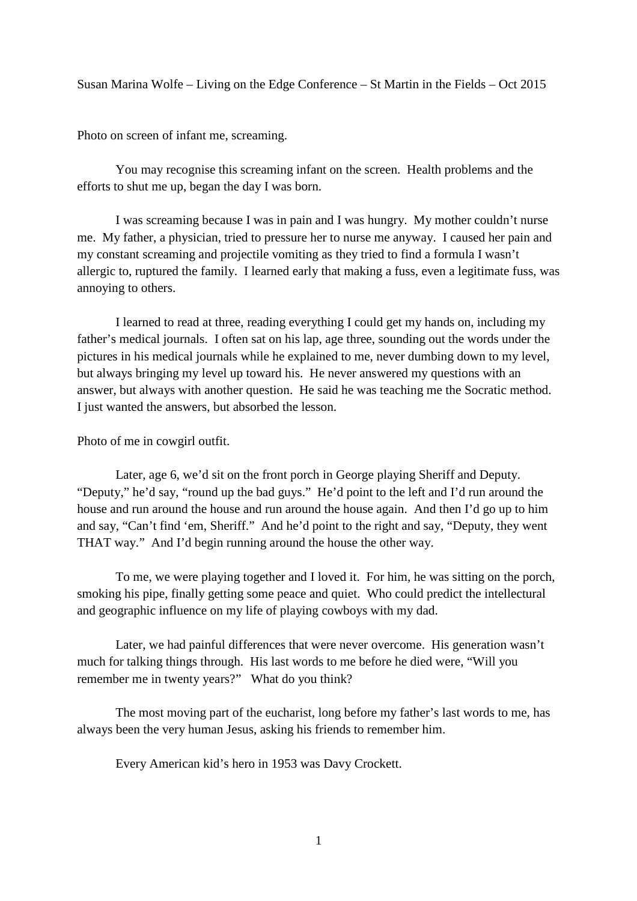Susan Marina Wolfe – Living on the Edge Conference – St Martin in the Fields – Oct 2015

Photo on screen of infant me, screaming.

You may recognise this screaming infant on the screen. Health problems and the efforts to shut me up, began the day I was born.

I was screaming because I was in pain and I was hungry. My mother couldn't nurse me. My father, a physician, tried to pressure her to nurse me anyway. I caused her pain and my constant screaming and projectile vomiting as they tried to find a formula I wasn't allergic to, ruptured the family. I learned early that making a fuss, even a legitimate fuss, was annoying to others.

I learned to read at three, reading everything I could get my hands on, including my father's medical journals. I often sat on his lap, age three, sounding out the words under the pictures in his medical journals while he explained to me, never dumbing down to my level, but always bringing my level up toward his. He never answered my questions with an answer, but always with another question. He said he was teaching me the Socratic method. I just wanted the answers, but absorbed the lesson.

Photo of me in cowgirl outfit.

Later, age 6, we'd sit on the front porch in George playing Sheriff and Deputy. "Deputy," he'd say, "round up the bad guys." He'd point to the left and I'd run around the house and run around the house and run around the house again. And then I'd go up to him and say, "Can't find 'em, Sheriff." And he'd point to the right and say, "Deputy, they went THAT way." And I'd begin running around the house the other way.

To me, we were playing together and I loved it. For him, he was sitting on the porch, smoking his pipe, finally getting some peace and quiet. Who could predict the intellectural and geographic influence on my life of playing cowboys with my dad.

Later, we had painful differences that were never overcome. His generation wasn't much for talking things through. His last words to me before he died were, "Will you remember me in twenty years?" What do you think?

The most moving part of the eucharist, long before my father's last words to me, has always been the very human Jesus, asking his friends to remember him.

Every American kid's hero in 1953 was Davy Crockett.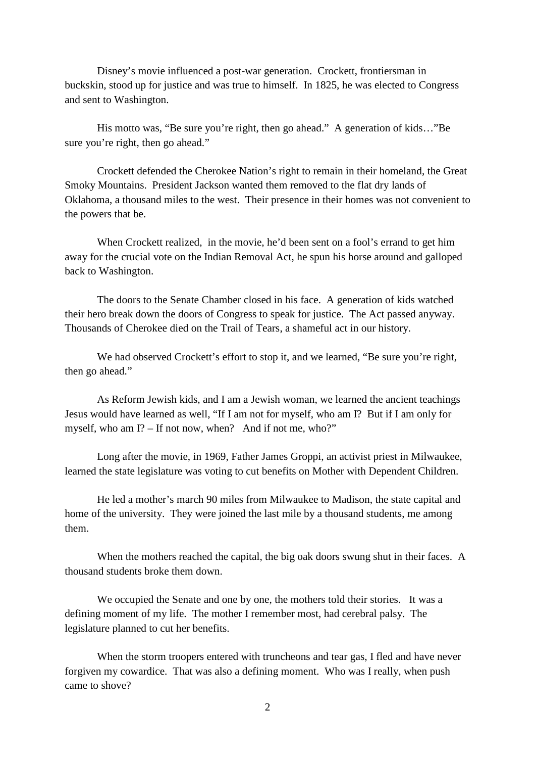Disney's movie influenced a post-war generation. Crockett, frontiersman in buckskin, stood up for justice and was true to himself. In 1825, he was elected to Congress and sent to Washington.

His motto was, "Be sure you're right, then go ahead." A generation of kids…"Be sure you're right, then go ahead."

Crockett defended the Cherokee Nation's right to remain in their homeland, the Great Smoky Mountains. President Jackson wanted them removed to the flat dry lands of Oklahoma, a thousand miles to the west. Their presence in their homes was not convenient to the powers that be.

When Crockett realized, in the movie, he'd been sent on a fool's errand to get him away for the crucial vote on the Indian Removal Act, he spun his horse around and galloped back to Washington.

The doors to the Senate Chamber closed in his face. A generation of kids watched their hero break down the doors of Congress to speak for justice. The Act passed anyway. Thousands of Cherokee died on the Trail of Tears, a shameful act in our history.

We had observed Crockett's effort to stop it, and we learned, "Be sure you're right, then go ahead."

As Reform Jewish kids, and I am a Jewish woman, we learned the ancient teachings Jesus would have learned as well, "If I am not for myself, who am I? But if I am only for myself, who am I? – If not now, when? And if not me, who?"

Long after the movie, in 1969, Father James Groppi, an activist priest in Milwaukee, learned the state legislature was voting to cut benefits on Mother with Dependent Children.

He led a mother's march 90 miles from Milwaukee to Madison, the state capital and home of the university. They were joined the last mile by a thousand students, me among them.

When the mothers reached the capital, the big oak doors swung shut in their faces. A thousand students broke them down.

We occupied the Senate and one by one, the mothers told their stories. It was a defining moment of my life. The mother I remember most, had cerebral palsy. The legislature planned to cut her benefits.

When the storm troopers entered with truncheons and tear gas, I fled and have never forgiven my cowardice. That was also a defining moment. Who was I really, when push came to shove?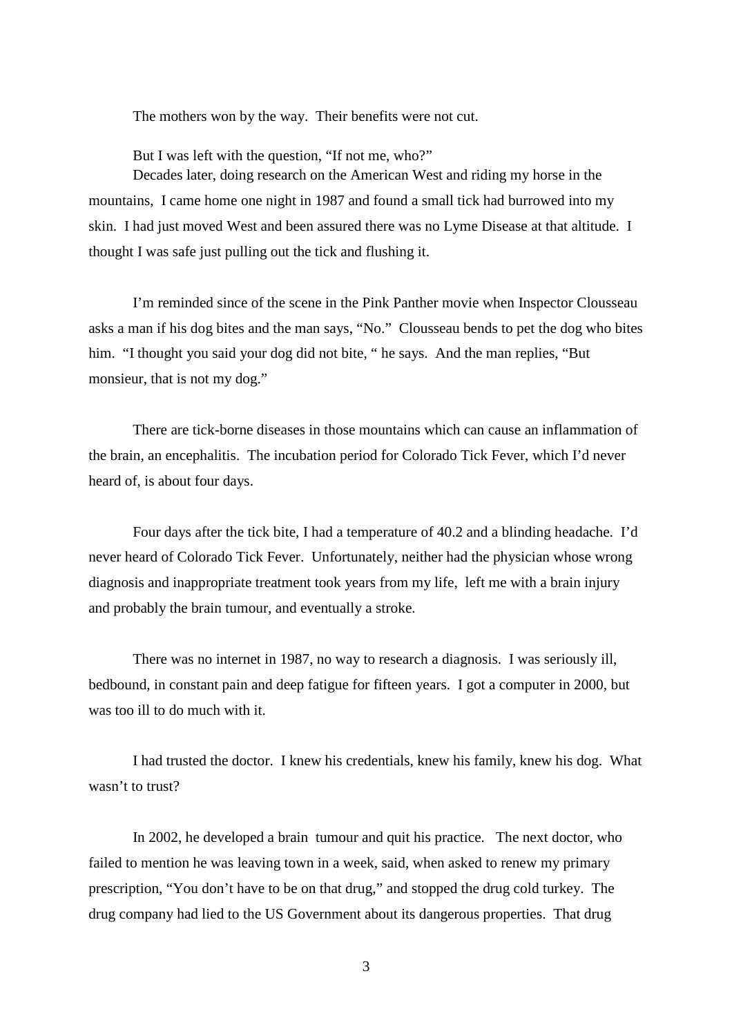The mothers won by the way. Their benefits were not cut.

But I was left with the question, "If not me, who?"

Decades later, doing research on the American West and riding my horse in the mountains, I came home one night in 1987 and found a small tick had burrowed into my skin. I had just moved West and been assured there was no Lyme Disease at that altitude. I thought I was safe just pulling out the tick and flushing it.

I'm reminded since of the scene in the Pink Panther movie when Inspector Clousseau asks a man if his dog bites and the man says, "No." Clousseau bends to pet the dog who bites him. "I thought you said your dog did not bite, " he says. And the man replies, "But monsieur, that is not my dog."

There are tick-borne diseases in those mountains which can cause an inflammation of the brain, an encephalitis. The incubation period for Colorado Tick Fever, which I'd never heard of, is about four days.

Four days after the tick bite, I had a temperature of 40.2 and a blinding headache. I'd never heard of Colorado Tick Fever. Unfortunately, neither had the physician whose wrong diagnosis and inappropriate treatment took years from my life, left me with a brain injury and probably the brain tumour, and eventually a stroke.

There was no internet in 1987, no way to research a diagnosis. I was seriously ill, bedbound, in constant pain and deep fatigue for fifteen years. I got a computer in 2000, but was too ill to do much with it.

I had trusted the doctor. I knew his credentials, knew his family, knew his dog. What wasn't to trust?

In 2002, he developed a brain tumour and quit his practice. The next doctor, who failed to mention he was leaving town in a week, said, when asked to renew my primary prescription, "You don't have to be on that drug," and stopped the drug cold turkey. The drug company had lied to the US Government about its dangerous properties. That drug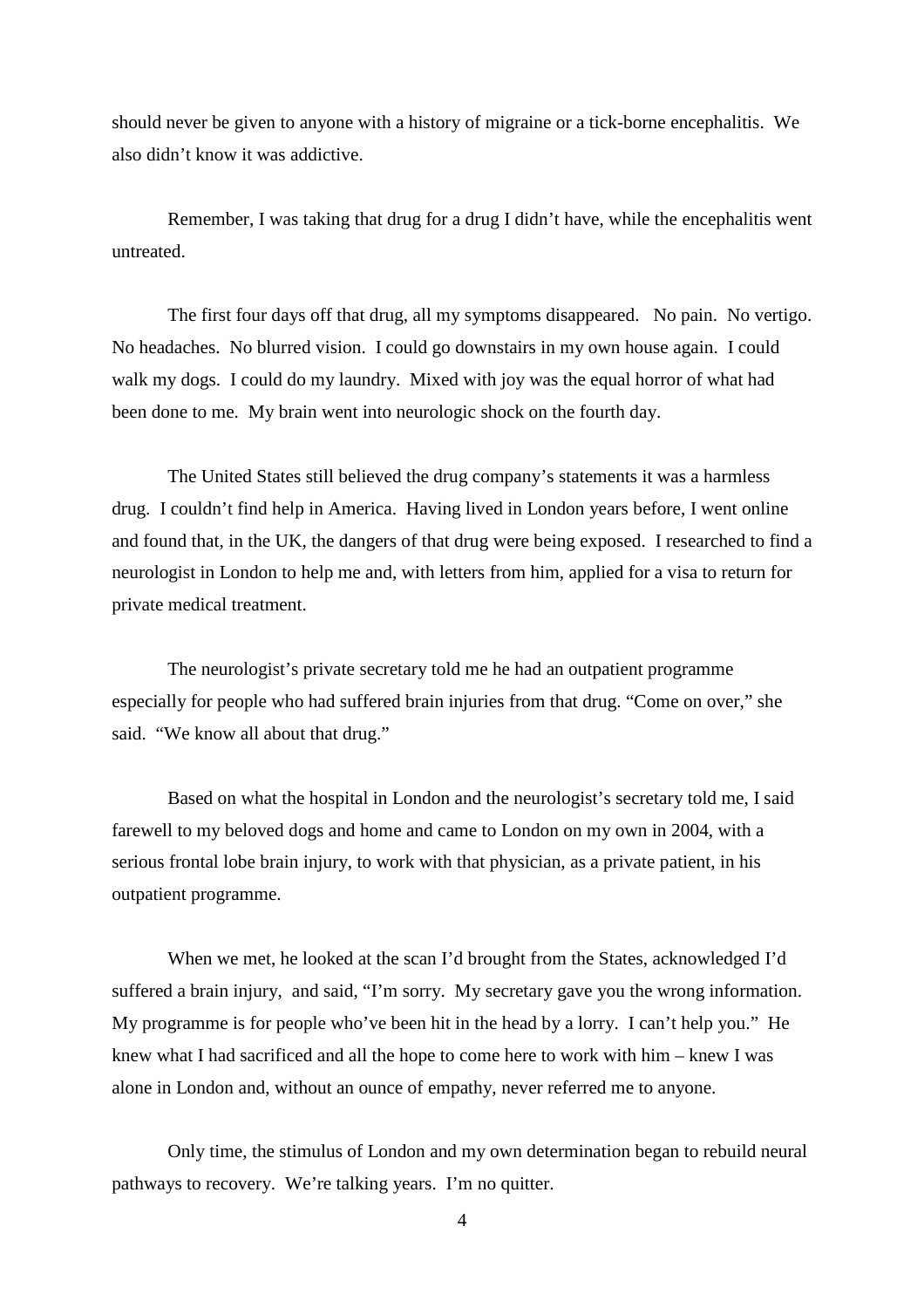should never be given to anyone with a history of migraine or a tick-borne encephalitis. We also didn't know it was addictive.

Remember, I was taking that drug for a drug I didn't have, while the encephalitis went untreated.

The first four days off that drug, all my symptoms disappeared. No pain. No vertigo. No headaches. No blurred vision. I could go downstairs in my own house again. I could walk my dogs. I could do my laundry. Mixed with joy was the equal horror of what had been done to me. My brain went into neurologic shock on the fourth day.

The United States still believed the drug company's statements it was a harmless drug. I couldn't find help in America. Having lived in London years before, I went online and found that, in the UK, the dangers of that drug were being exposed. I researched to find a neurologist in London to help me and, with letters from him, applied for a visa to return for private medical treatment.

The neurologist's private secretary told me he had an outpatient programme especially for people who had suffered brain injuries from that drug. "Come on over," she said. "We know all about that drug."

Based on what the hospital in London and the neurologist's secretary told me, I said farewell to my beloved dogs and home and came to London on my own in 2004, with a serious frontal lobe brain injury, to work with that physician, as a private patient, in his outpatient programme.

When we met, he looked at the scan I'd brought from the States, acknowledged I'd suffered a brain injury, and said, "I'm sorry. My secretary gave you the wrong information. My programme is for people who've been hit in the head by a lorry. I can't help you." He knew what I had sacrificed and all the hope to come here to work with him – knew I was alone in London and, without an ounce of empathy, never referred me to anyone.

Only time, the stimulus of London and my own determination began to rebuild neural pathways to recovery. We're talking years. I'm no quitter.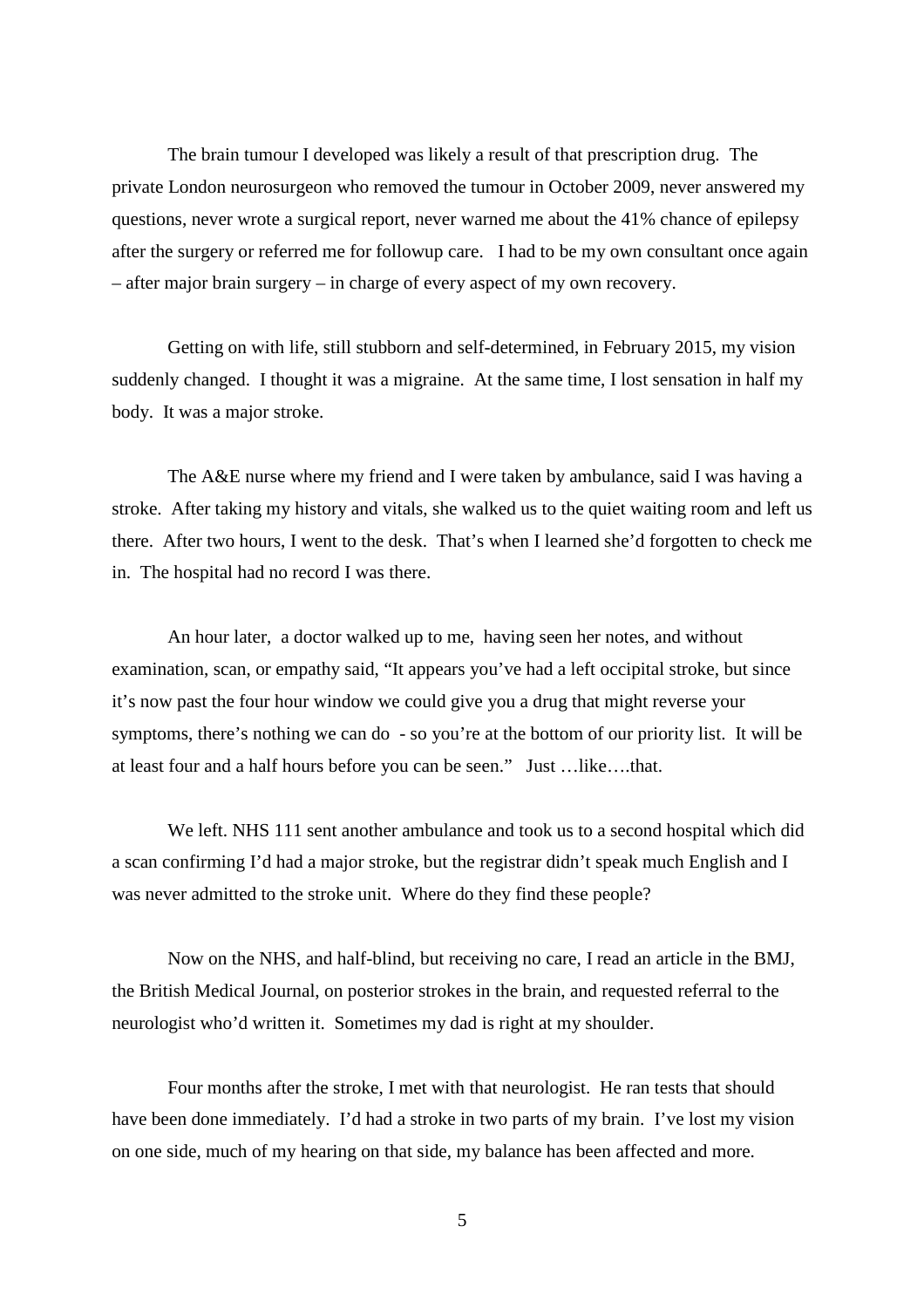The brain tumour I developed was likely a result of that prescription drug. The private London neurosurgeon who removed the tumour in October 2009, never answered my questions, never wrote a surgical report, never warned me about the 41% chance of epilepsy after the surgery or referred me for followup care. I had to be my own consultant once again – after major brain surgery – in charge of every aspect of my own recovery.

Getting on with life, still stubborn and self-determined, in February 2015, my vision suddenly changed. I thought it was a migraine. At the same time, I lost sensation in half my body. It was a major stroke.

The A&E nurse where my friend and I were taken by ambulance, said I was having a stroke. After taking my history and vitals, she walked us to the quiet waiting room and left us there. After two hours, I went to the desk. That's when I learned she'd forgotten to check me in. The hospital had no record I was there.

An hour later, a doctor walked up to me, having seen her notes, and without examination, scan, or empathy said, "It appears you've had a left occipital stroke, but since it's now past the four hour window we could give you a drug that might reverse your symptoms, there's nothing we can do - so you're at the bottom of our priority list. It will be at least four and a half hours before you can be seen." Just …like….that.

We left. NHS 111 sent another ambulance and took us to a second hospital which did a scan confirming I'd had a major stroke, but the registrar didn't speak much English and I was never admitted to the stroke unit. Where do they find these people?

Now on the NHS, and half-blind, but receiving no care, I read an article in the BMJ, the British Medical Journal, on posterior strokes in the brain, and requested referral to the neurologist who'd written it. Sometimes my dad is right at my shoulder.

Four months after the stroke, I met with that neurologist. He ran tests that should have been done immediately. I'd had a stroke in two parts of my brain. I've lost my vision on one side, much of my hearing on that side, my balance has been affected and more.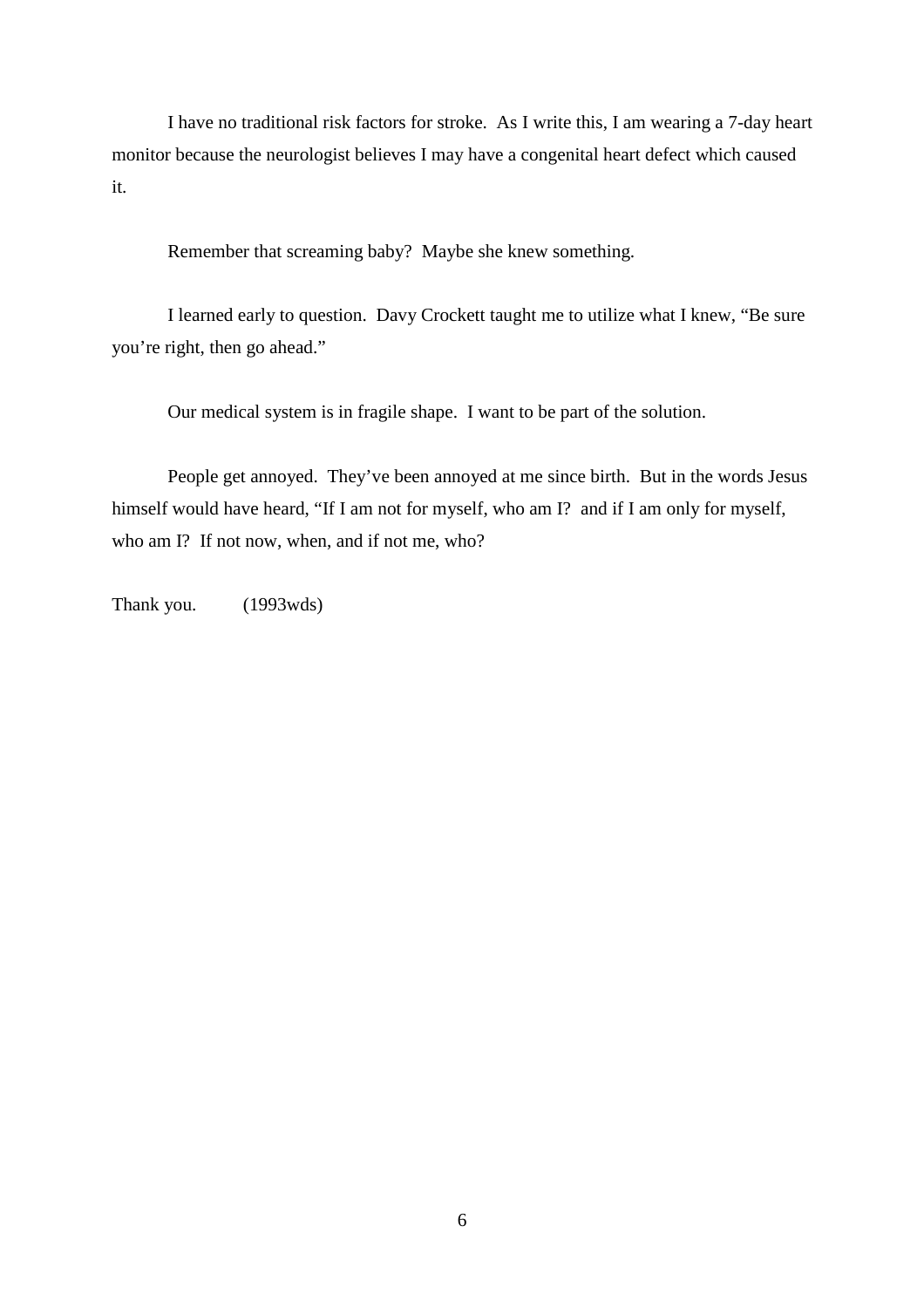I have no traditional risk factors for stroke.  As I write this, I am wearing a 7-day heart monitor because the neurologist believes I may have a congenital heart defect which caused it.

Remember that screaming baby?  Maybe she knew something.

I learned early to question.  Davy Crockett taught me to utilize what I knew, "Be sure you're right, then go ahead."

Our medical system is in fragile shape.  I want to be part of the solution.

People get annoyed.  They've been annoyed at me since birth.  But in the words Jesus himself would have heard, "If I am not for myself, who am I?  and if I am only for myself, who am I?  If not now, when, and if not me, who?

Thank you. (1993wds)